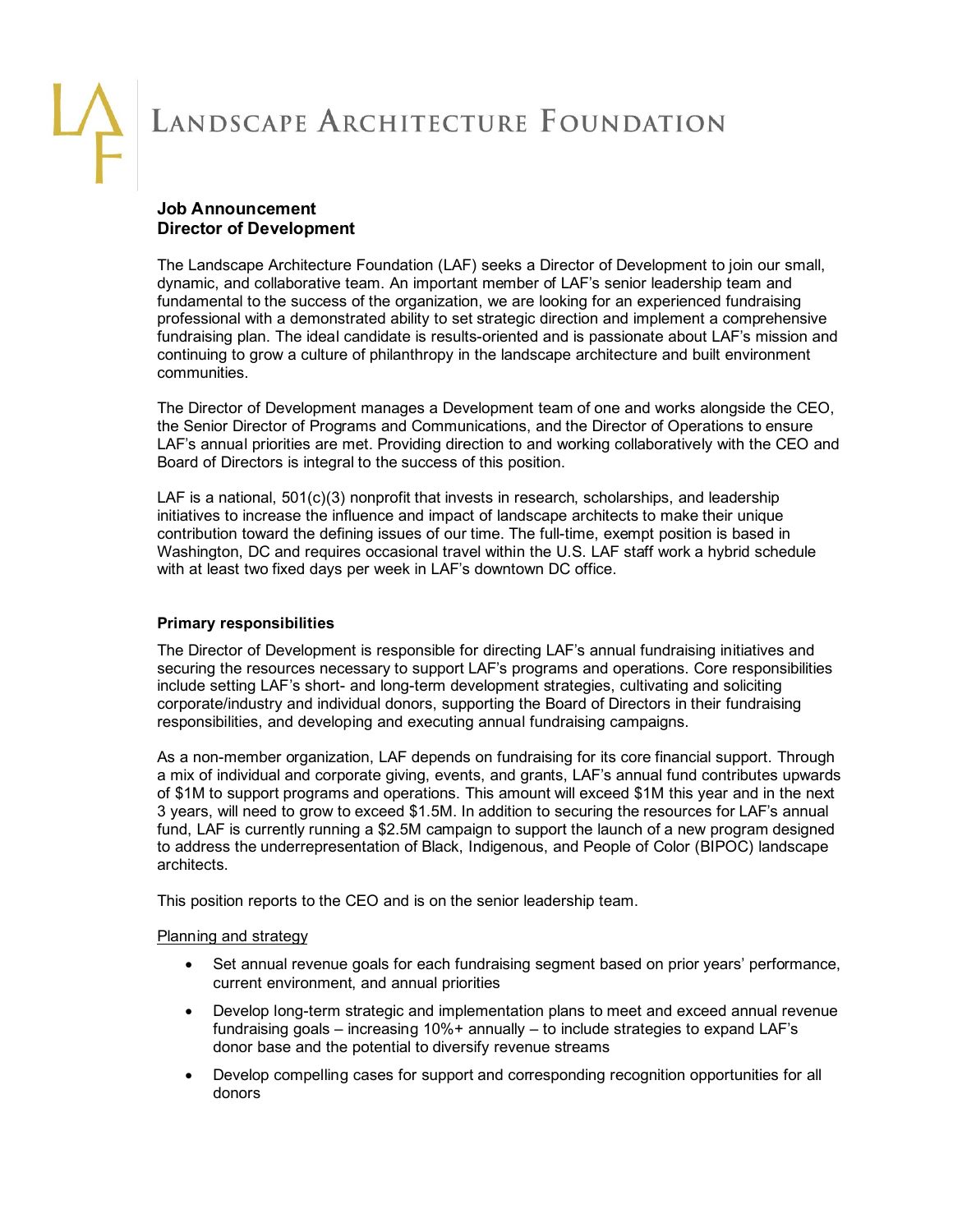# Landscape Architecture Foundation

**Job Announcement**
**Director of Development**

The Landscape Architecture Foundation (LAF) seeks a Director of Development to join our small, dynamic, and collaborative team. An important member of LAF's senior leadership team and fundamental to the success of the organization, we are looking for an experienced fundraising professional with a demonstrated ability to set strategic direction and implement a comprehensive fundraising plan. The ideal candidate is results-oriented and is passionate about LAF's mission and continuing to grow a culture of philanthropy in the landscape architecture and built environment communities.

The Director of Development manages a Development team of one and works alongside the CEO, the Senior Director of Programs and Communications, and the Director of Operations to ensure LAF's annual priorities are met. Providing direction to and working collaboratively with the CEO and Board of Directors is integral to the success of this position.

LAF is a national, 501(c)(3) nonprofit that invests in research, scholarships, and leadership initiatives to increase the influence and impact of landscape architects to make their unique contribution toward the defining issues of our time. The full-time, exempt position is based in Washington, DC and requires occasional travel within the U.S. LAF staff work a hybrid schedule with at least two fixed days per week in LAF's downtown DC office.

**Primary responsibilities**

The Director of Development is responsible for directing LAF's annual fundraising initiatives and securing the resources necessary to support LAF's programs and operations. Core responsibilities include setting LAF's short- and long-term development strategies, cultivating and soliciting corporate/industry and individual donors, supporting the Board of Directors in their fundraising responsibilities, and developing and executing annual fundraising campaigns.

As a non-member organization, LAF depends on fundraising for its core financial support. Through a mix of individual and corporate giving, events, and grants, LAF's annual fund contributes upwards of $1M to support programs and operations. This amount will exceed $1M this year and in the next 3 years, will need to grow to exceed $1.5M. In addition to securing the resources for LAF's annual fund, LAF is currently running a $2.5M campaign to support the launch of a new program designed to address the underrepresentation of Black, Indigenous, and People of Color (BIPOC) landscape architects.

This position reports to the CEO and is on the senior leadership team.

Planning and strategy

- Set annual revenue goals for each fundraising segment based on prior years' performance, current environment, and annual priorities
- Develop long-term strategic and implementation plans to meet and exceed annual revenue fundraising goals – increasing 10%+ annually – to include strategies to expand LAF's donor base and the potential to diversify revenue streams
- Develop compelling cases for support and corresponding recognition opportunities for all donors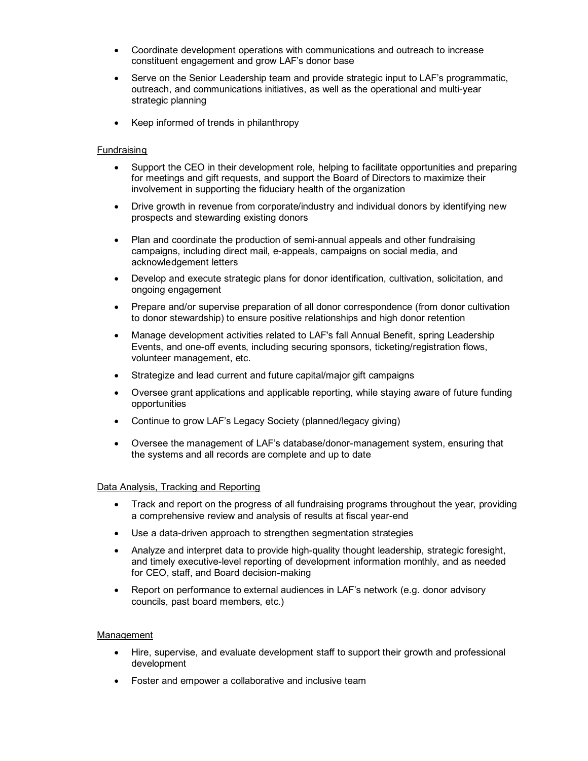- Coordinate development operations with communications and outreach to increase constituent engagement and grow LAF's donor base
- Serve on the Senior Leadership team and provide strategic input to LAF's programmatic, outreach, and communications initiatives, as well as the operational and multi-year strategic planning
- Keep informed of trends in philanthropy

<u>Fundraising</u>

- Support the CEO in their development role, helping to facilitate opportunities and preparing for meetings and gift requests, and support the Board of Directors to maximize their involvement in supporting the fiduciary health of the organization
- Drive growth in revenue from corporate/industry and individual donors by identifying new prospects and stewarding existing donors
- Plan and coordinate the production of semi-annual appeals and other fundraising campaigns, including direct mail, e-appeals, campaigns on social media, and acknowledgement letters
- Develop and execute strategic plans for donor identification, cultivation, solicitation, and ongoing engagement
- Prepare and/or supervise preparation of all donor correspondence (from donor cultivation to donor stewardship) to ensure positive relationships and high donor retention
- Manage development activities related to LAF's fall Annual Benefit, spring Leadership Events, and one-off events, including securing sponsors, ticketing/registration flows, volunteer management, etc.
- Strategize and lead current and future capital/major gift campaigns
- Oversee grant applications and applicable reporting, while staying aware of future funding opportunities
- Continue to grow LAF's Legacy Society (planned/legacy giving)
- Oversee the management of LAF's database/donor-management system, ensuring that the systems and all records are complete and up to date

<u>Data Analysis, Tracking and Reporting</u>

- Track and report on the progress of all fundraising programs throughout the year, providing a comprehensive review and analysis of results at fiscal year-end
- Use a data-driven approach to strengthen segmentation strategies
- Analyze and interpret data to provide high-quality thought leadership, strategic foresight, and timely executive-level reporting of development information monthly, and as needed for CEO, staff, and Board decision-making
- Report on performance to external audiences in LAF's network (e.g. donor advisory councils, past board members, etc.)

<u>Management</u>

- Hire, supervise, and evaluate development staff to support their growth and professional development
- Foster and empower a collaborative and inclusive team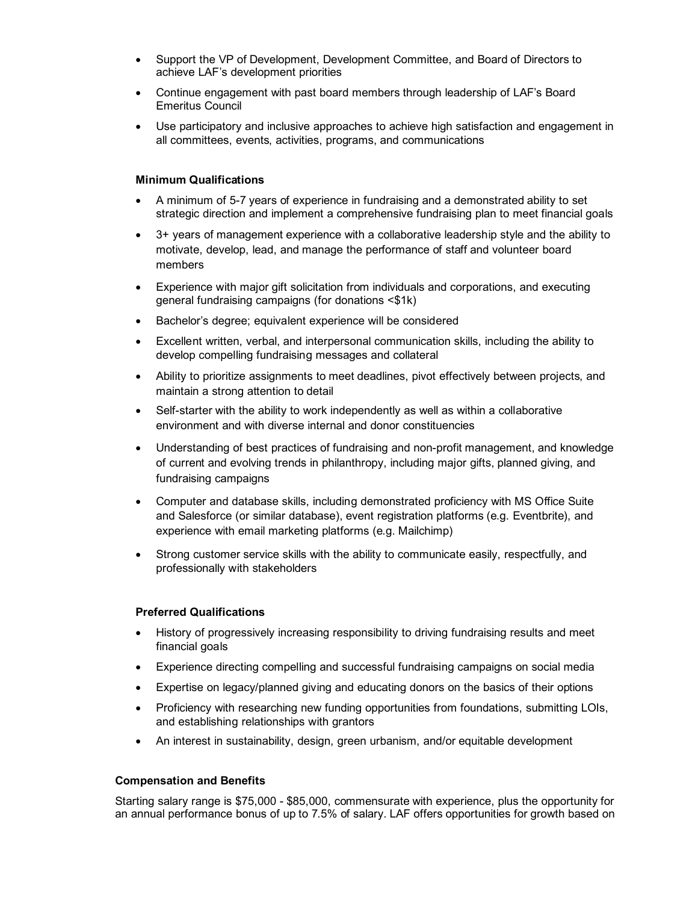- Support the VP of Development, Development Committee, and Board of Directors to achieve LAF's development priorities
- Continue engagement with past board members through leadership of LAF's Board Emeritus Council
- Use participatory and inclusive approaches to achieve high satisfaction and engagement in all committees, events, activities, programs, and communications

**Minimum Qualifications**

- A minimum of 5-7 years of experience in fundraising and a demonstrated ability to set strategic direction and implement a comprehensive fundraising plan to meet financial goals
- 3+ years of management experience with a collaborative leadership style and the ability to motivate, develop, lead, and manage the performance of staff and volunteer board members
- Experience with major gift solicitation from individuals and corporations, and executing general fundraising campaigns (for donations <$1k)
- Bachelor's degree; equivalent experience will be considered
- Excellent written, verbal, and interpersonal communication skills, including the ability to develop compelling fundraising messages and collateral
- Ability to prioritize assignments to meet deadlines, pivot effectively between projects, and maintain a strong attention to detail
- Self-starter with the ability to work independently as well as within a collaborative environment and with diverse internal and donor constituencies
- Understanding of best practices of fundraising and non-profit management, and knowledge of current and evolving trends in philanthropy, including major gifts, planned giving, and fundraising campaigns
- Computer and database skills, including demonstrated proficiency with MS Office Suite and Salesforce (or similar database), event registration platforms (e.g. Eventbrite), and experience with email marketing platforms (e.g. Mailchimp)
- Strong customer service skills with the ability to communicate easily, respectfully, and professionally with stakeholders

**Preferred Qualifications**

- History of progressively increasing responsibility to driving fundraising results and meet financial goals
- Experience directing compelling and successful fundraising campaigns on social media
- Expertise on legacy/planned giving and educating donors on the basics of their options
- Proficiency with researching new funding opportunities from foundations, submitting LOIs, and establishing relationships with grantors
- An interest in sustainability, design, green urbanism, and/or equitable development

**Compensation and Benefits**

Starting salary range is $75,000 - $85,000, commensurate with experience, plus the opportunity for an annual performance bonus of up to 7.5% of salary. LAF offers opportunities for growth based on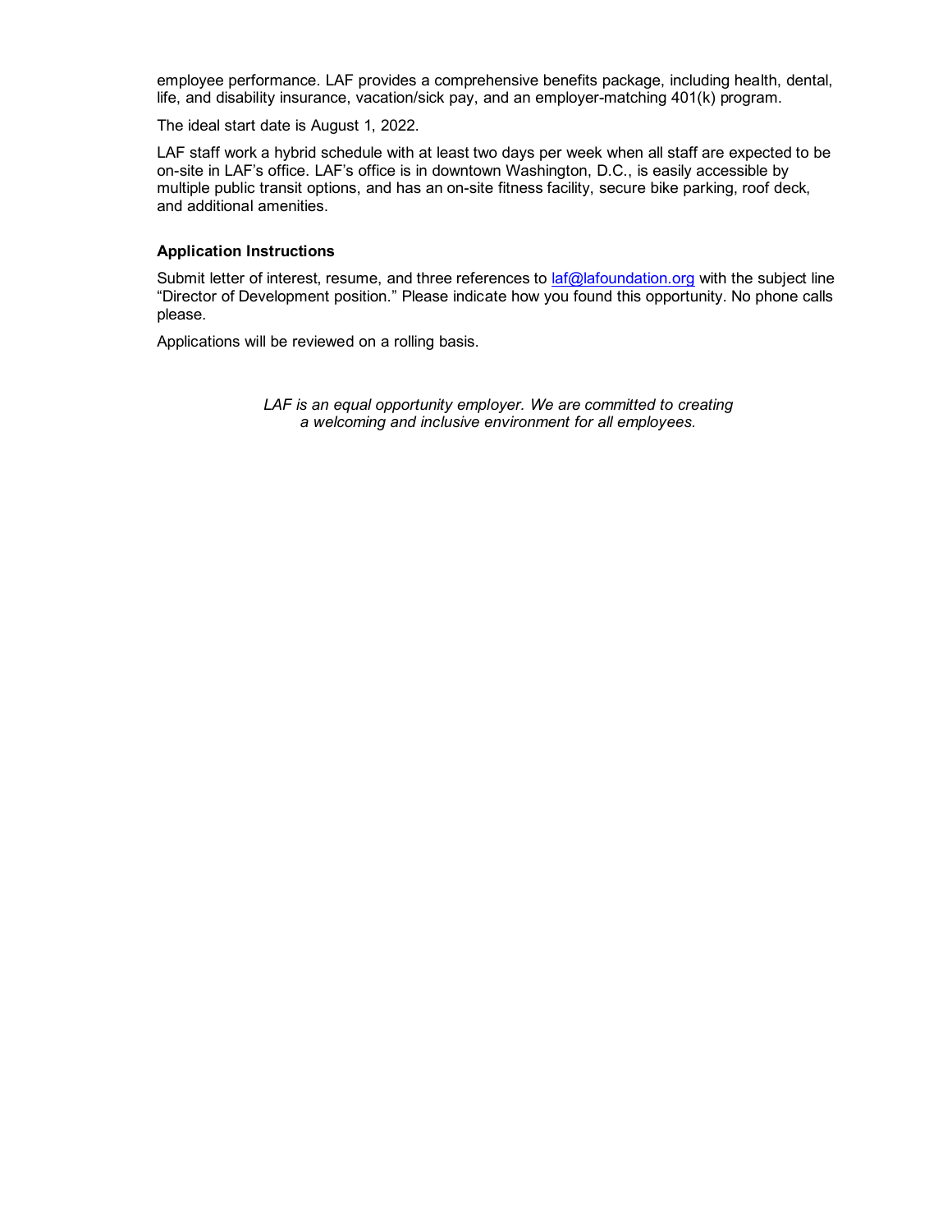employee performance. LAF provides a comprehensive benefits package, including health, dental, life, and disability insurance, vacation/sick pay, and an employer-matching 401(k) program.

The ideal start date is August 1, 2022.

LAF staff work a hybrid schedule with at least two days per week when all staff are expected to be on-site in LAF's office. LAF's office is in downtown Washington, D.C., is easily accessible by multiple public transit options, and has an on-site fitness facility, secure bike parking, roof deck, and additional amenities.

### Application Instructions

Submit letter of interest, resume, and three references to laf@lafoundation.org with the subject line "Director of Development position." Please indicate how you found this opportunity. No phone calls please.

Applications will be reviewed on a rolling basis.

*LAF is an equal opportunity employer. We are committed to creating a welcoming and inclusive environment for all employees.*